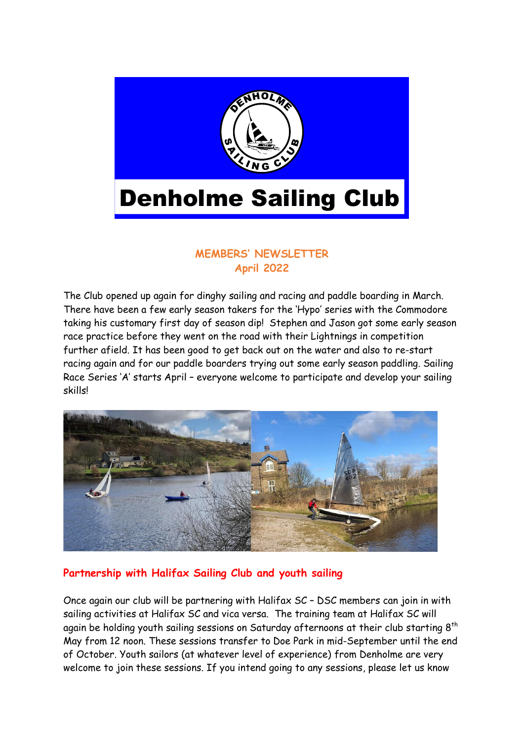# Denholme Sailing Club

## MEMBERS' NEWSLETTER
## April 2022

The Club opened up again for dinghy sailing and racing and paddle boarding in March. There have been a few early season takers for the 'Hypo' series with the Commodore taking his customary first day of season dip! Stephen and Jason got some early season race practice before they went on the road with their Lightnings in competition further afield. It has been good to get back out on the water and also to re-start racing again and for our paddle boarders trying out some early season paddling. Sailing Race Series 'A' starts April – everyone welcome to participate and develop your sailing skills!

### Partnership with Halifax Sailing Club and youth sailing

Once again our club will be partnering with Halifax SC – DSC members can join in with sailing activities at Halifax SC and vica versa. The training team at Halifax SC will again be holding youth sailing sessions on Saturday afternoons at their club starting 8th May from 12 noon. These sessions transfer to Doe Park in mid-September until the end of October. Youth sailors (at whatever level of experience) from Denholme are very welcome to join these sessions. If you intend going to any sessions, please let us know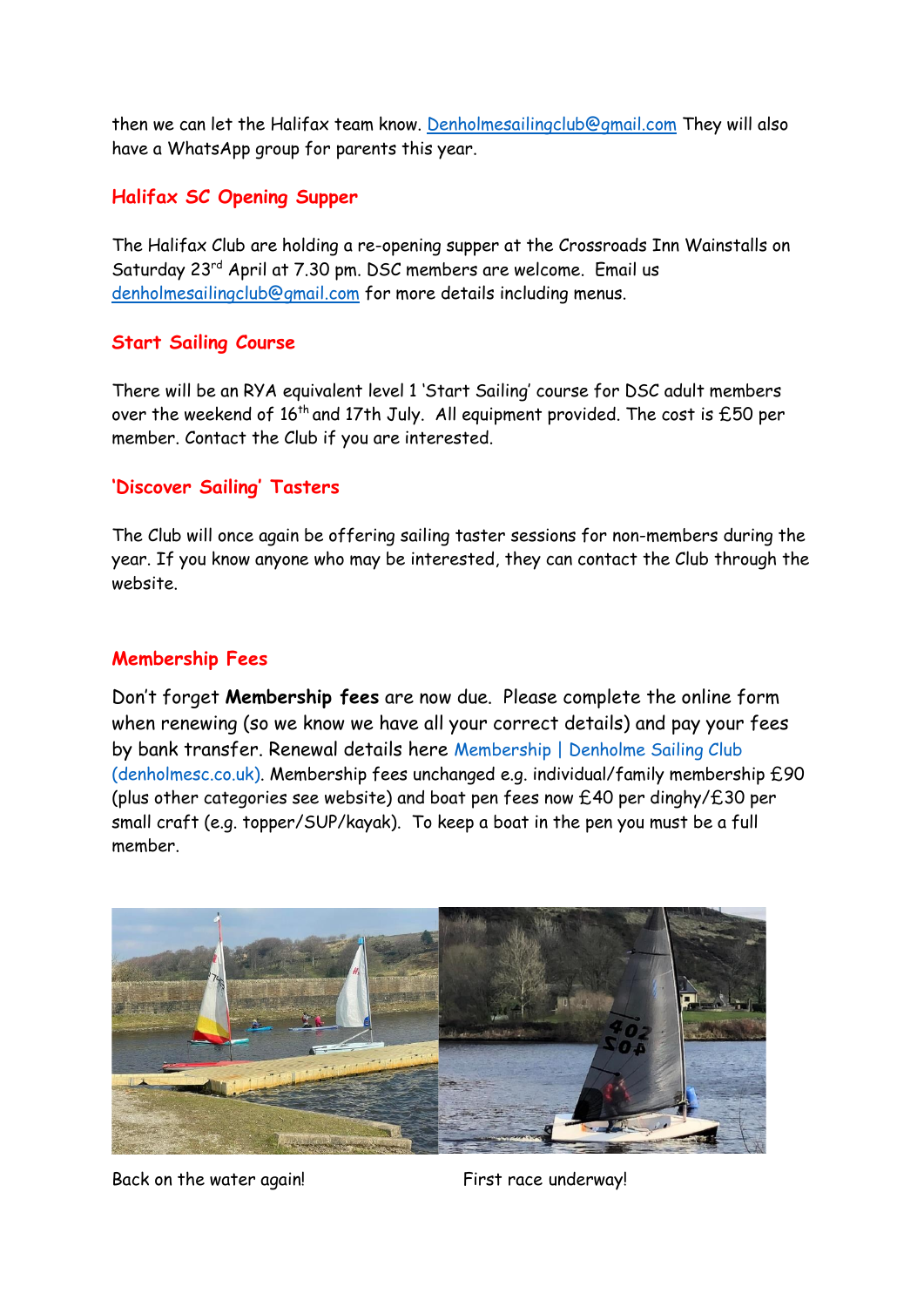then we can let the Halifax team know. Denholmesailingclub@gmail.com They will also have a WhatsApp group for parents this year.

## Halifax SC Opening Supper

The Halifax Club are holding a re-opening supper at the Crossroads Inn Wainstalls on Saturday 23rd April at 7.30 pm. DSC members are welcome. Email us denholmesailingclub@gmail.com for more details including menus.

## Start Sailing Course

There will be an RYA equivalent level 1 'Start Sailing' course for DSC adult members over the weekend of 16th and 17th July. All equipment provided. The cost is £50 per member. Contact the Club if you are interested.

## 'Discover Sailing' Tasters

The Club will once again be offering sailing taster sessions for non-members during the year. If you know anyone who may be interested, they can contact the Club through the website.

## Membership Fees

Don't forget **Membership fees** are now due. Please complete the online form when renewing (so we know we have all your correct details) and pay your fees by bank transfer. Renewal details here Membership | Denholme Sailing Club (denholmesc.co.uk). Membership fees unchanged e.g. individual/family membership £90 (plus other categories see website) and boat pen fees now £40 per dinghy/£30 per small craft (e.g. topper/SUP/kayak). To keep a boat in the pen you must be a full member.

Back on the water again!

First race underway!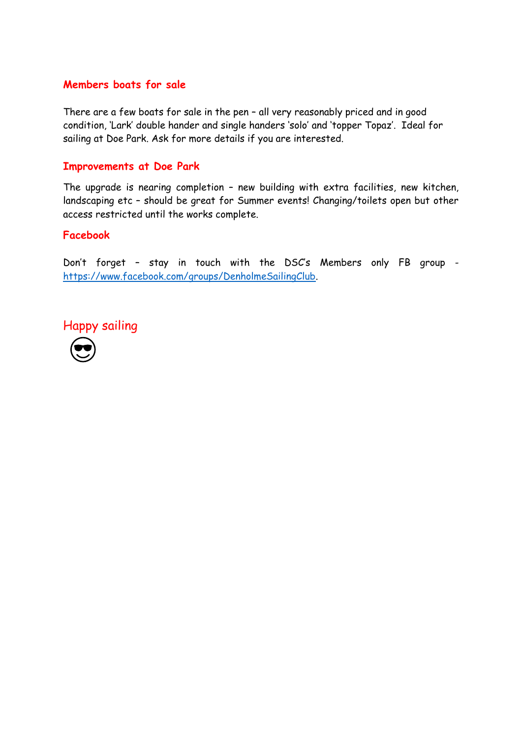## Members boats for sale

There are a few boats for sale in the pen – all very reasonably priced and in good condition, 'Lark' double hander and single handers 'solo' and 'topper Topaz'. Ideal for sailing at Doe Park. Ask for more details if you are interested.

## Improvements at Doe Park

The upgrade is nearing completion – new building with extra facilities, new kitchen, landscaping etc – should be great for Summer events! Changing/toilets open but other access restricted until the works complete.

## Facebook

Don't forget – stay in touch with the DSC's Members only FB group - https://www.facebook.com/groups/DenholmeSailingClub.

Happy sailing

😎